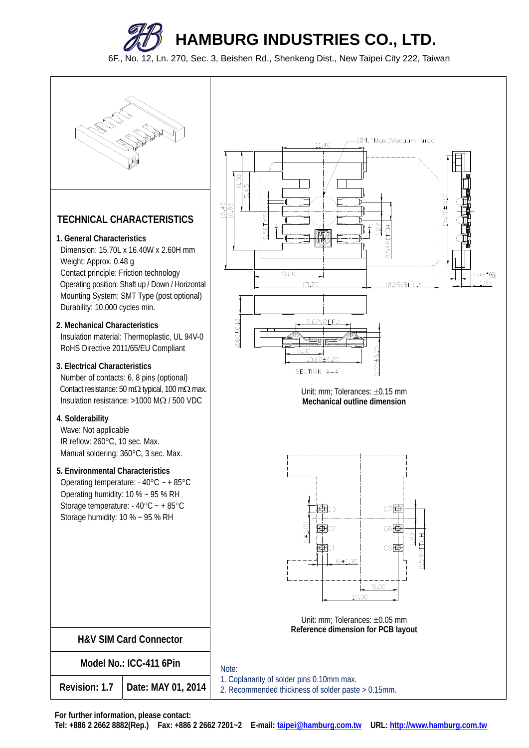# HAMBURG INDUSTRIES CO., LTD.

6F., No. 12, Ln. 270, Sec. 3, Beishen Rd., Shenkeng Dist., New Taipei City 222, Taiwan

## TECHNICAL CHARACTERISTICS

**1. General Characteristics**

Dimension: 15.70L x 16.40W x 2.60H mm
Weight: Approx. 0.48 g
Contact principle: Friction technology
Operating position: Shaft up / Down / Horizontal
Mounting System: SMT Type (post optional)
Durability: 10,000 cycles min.

**2. Mechanical Characteristics**

Insulation material: Thermoplastic, UL 94V-0
RoHS Directive 2011/65/EU Compliant

**3. Electrical Characteristics**

Number of contacts: 6, 8 pins (optional)
Contact resistance: 50 mΩ typical, 100 mΩ max.
Insulation resistance: >1000 MΩ / 500 VDC

**4. Solderability**

Wave: Not applicable
IR reflow: 260°C, 10 sec. Max.
Manual soldering: 360°C, 3 sec. Max.

**5. Environmental Characteristics**

Operating temperature: - 40°C ~ + 85°C
Operating humidity: 10 % ~ 95 % RH
Storage temperature: - 40°C ~ + 85°C
Storage humidity: 10 % ~ 95 % RH

(Ø4.1Max.)Vacuum area

SECTION A–A'

Unit: mm; Tolerances: ±0.15 mm
**Mechanical outline dimension**

Unit: mm; Tolerances: ±0.05 mm
**Reference dimension for PCB layout**

| **H&V SIM Card Connector** | |
|---|---|
| **Model No.: ICC-411 6Pin** | |
| **Revision: 1.7** | **Date: MAY 01, 2014** |

Note:
1. Coplanarity of solder pins 0.10mm max.
2. Recommended thickness of solder paste > 0.15mm.

**For further information, please contact:**
**Tel: +886 2 2662 8882(Rep.) Fax: +886 2 2662 7201~2 E-mail: taipei@hamburg.com.tw URL: http://www.hamburg.com.tw**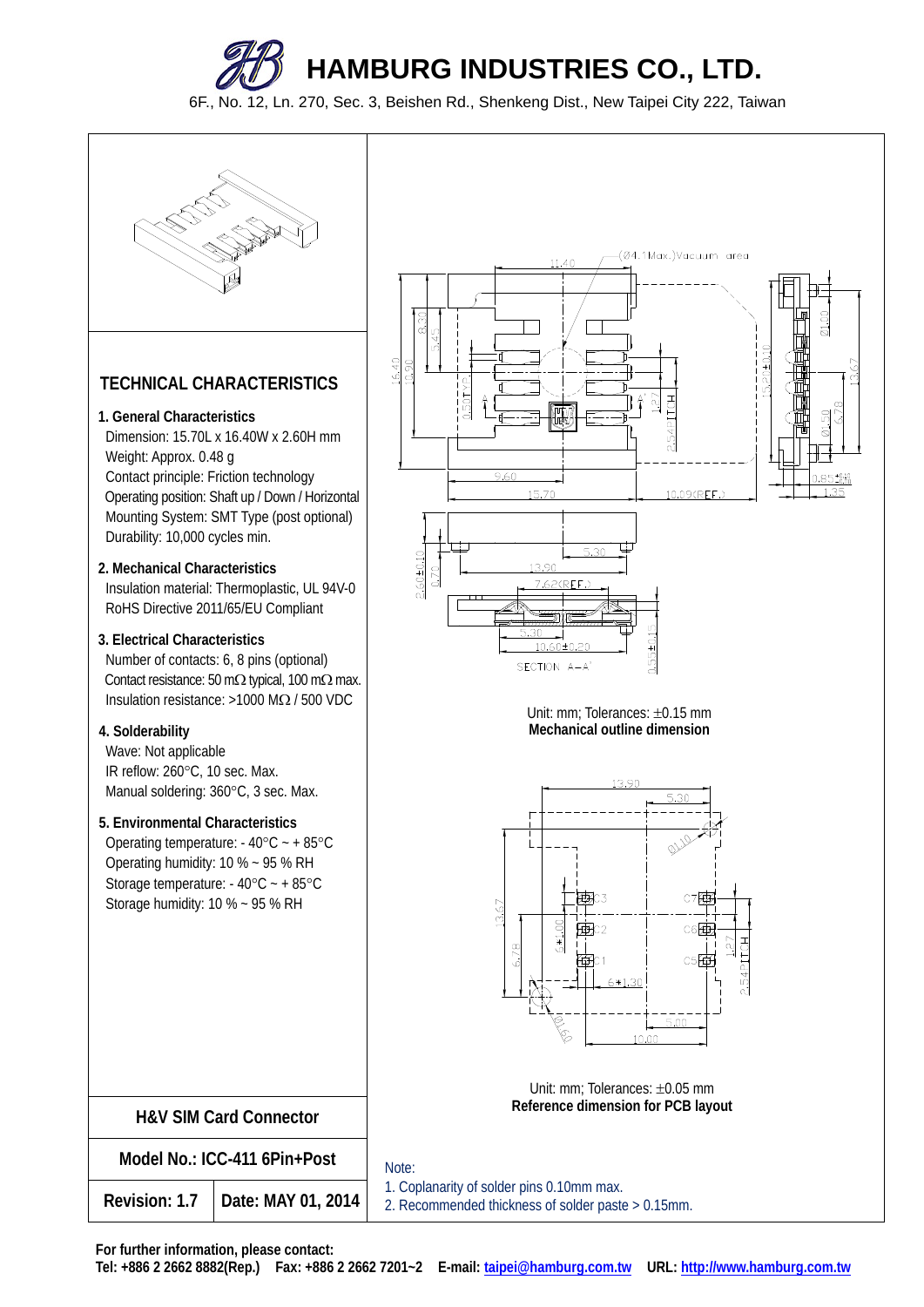# HAMBURG INDUSTRIES CO., LTD.

6F., No. 12, Ln. 270, Sec. 3, Beishen Rd., Shenkeng Dist., New Taipei City 222, Taiwan

## TECHNICAL CHARACTERISTICS

**1. General Characteristics**

Dimension: 15.70L x 16.40W x 2.60H mm
Weight: Approx. 0.48 g
Contact principle: Friction technology
Operating position: Shaft up / Down / Horizontal
Mounting System: SMT Type (post optional)
Durability: 10,000 cycles min.

**2. Mechanical Characteristics**

Insulation material: Thermoplastic, UL 94V-0
RoHS Directive 2011/65/EU Compliant

**3. Electrical Characteristics**

Number of contacts: 6, 8 pins (optional)
Contact resistance: 50 mΩ typical, 100 mΩ max.
Insulation resistance: >1000 MΩ / 500 VDC

**4. Solderability**

Wave: Not applicable
IR reflow: 260°C, 10 sec. Max.
Manual soldering: 360°C, 3 sec. Max.

**5. Environmental Characteristics**

Operating temperature: - 40°C ~ + 85°C
Operating humidity: 10 % ~ 95 % RH
Storage temperature: - 40°C ~ + 85°C
Storage humidity: 10 % ~ 95 % RH

Unit: mm; Tolerances: ±0.15 mm
**Mechanical outline dimension**

Unit: mm; Tolerances: ±0.05 mm
**Reference dimension for PCB layout**

| H&V SIM Card Connector | |
|---|---|
| Model No.: ICC-411 6Pin+Post | |
| Revision: 1.7 | Date: MAY 01, 2014 |

Note:
1. Coplanarity of solder pins 0.10mm max.
2. Recommended thickness of solder paste > 0.15mm.

**For further information, please contact:**
**Tel: +886 2 2662 8882(Rep.) Fax: +886 2 2662 7201~2 E-mail: taipei@hamburg.com.tw URL: http://www.hamburg.com.tw**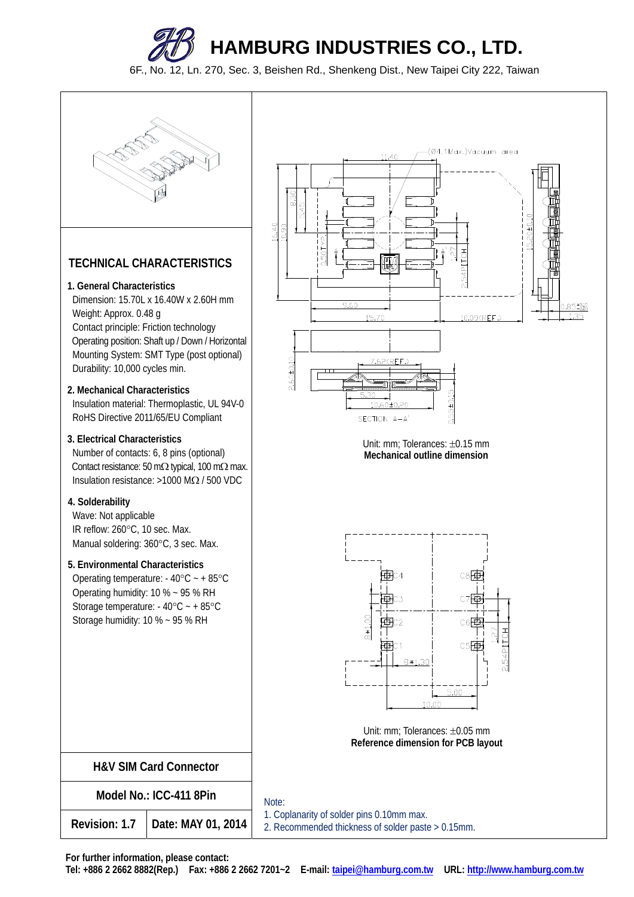# HAMBURG INDUSTRIES CO., LTD.

6F., No. 12, Ln. 270, Sec. 3, Beishen Rd., Shenkeng Dist., New Taipei City 222, Taiwan

## TECHNICAL CHARACTERISTICS

**1. General Characteristics**

Dimension: 15.70L x 16.40W x 2.60H mm
Weight: Approx. 0.48 g
Contact principle: Friction technology
Operating position: Shaft up / Down / Horizontal
Mounting System: SMT Type (post optional)
Durability: 10,000 cycles min.

**2. Mechanical Characteristics**

Insulation material: Thermoplastic, UL 94V-0
RoHS Directive 2011/65/EU Compliant

**3. Electrical Characteristics**

Number of contacts: 6, 8 pins (optional)
Contact resistance: 50 mΩ typical, 100 mΩ max.
Insulation resistance: >1000 MΩ / 500 VDC

**4. Solderability**

Wave: Not applicable
IR reflow: 260°C, 10 sec. Max.
Manual soldering: 360°C, 3 sec. Max.

**5. Environmental Characteristics**

Operating temperature: - 40°C ~ + 85°C
Operating humidity: 10 % ~ 95 % RH
Storage temperature: - 40°C ~ + 85°C
Storage humidity: 10 % ~ 95 % RH

Unit: mm; Tolerances: ±0.15 mm
**Mechanical outline dimension**

Unit: mm; Tolerances: ±0.05 mm
**Reference dimension for PCB layout**

| H&V SIM Card Connector | |
|---|---|
| Model No.: ICC-411 8Pin | |
| Revision: 1.7 | Date: MAY 01, 2014 |

Note:
1. Coplanarity of solder pins 0.10mm max.
2. Recommended thickness of solder paste > 0.15mm.

**For further information, please contact:**
**Tel: +886 2 2662 8882(Rep.) Fax: +886 2 2662 7201~2 E-mail: taipei@hamburg.com.tw URL: http://www.hamburg.com.tw**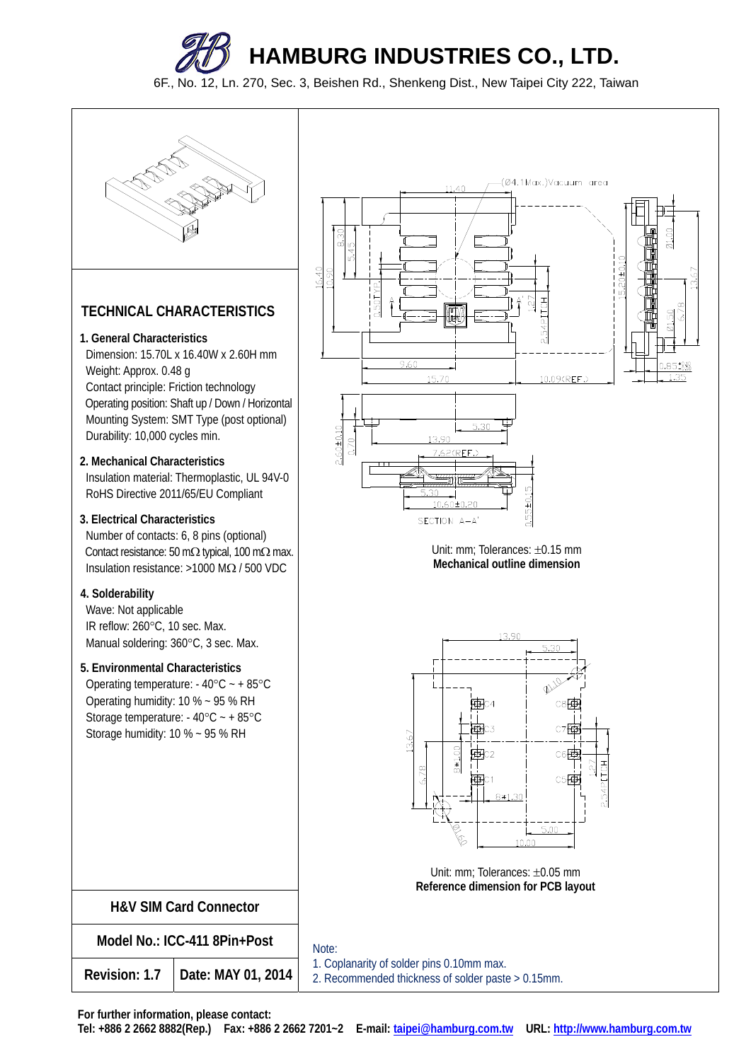# HAMBURG INDUSTRIES CO., LTD.

6F., No. 12, Ln. 270, Sec. 3, Beishen Rd., Shenkeng Dist., New Taipei City 222, Taiwan

## TECHNICAL CHARACTERISTICS

**1. General Characteristics**

Dimension: 15.70L x 16.40W x 2.60H mm
Weight: Approx. 0.48 g
Contact principle: Friction technology
Operating position: Shaft up / Down / Horizontal
Mounting System: SMT Type (post optional)
Durability: 10,000 cycles min.

**2. Mechanical Characteristics**

Insulation material: Thermoplastic, UL 94V-0
RoHS Directive 2011/65/EU Compliant

**3. Electrical Characteristics**

Number of contacts: 6, 8 pins (optional)
Contact resistance: 50 mΩ typical, 100 mΩ max.
Insulation resistance: >1000 MΩ / 500 VDC

**4. Solderability**

Wave: Not applicable
IR reflow: 260°C, 10 sec. Max.
Manual soldering: 360°C, 3 sec. Max.

**5. Environmental Characteristics**

Operating temperature: - 40°C ~ + 85°C
Operating humidity: 10 % ~ 95 % RH
Storage temperature: - 40°C ~ + 85°C
Storage humidity: 10 % ~ 95 % RH

Unit: mm; Tolerances: ±0.15 mm
**Mechanical outline dimension**

Unit: mm; Tolerances: ±0.05 mm
**Reference dimension for PCB layout**

| | |
|---|---|
| **H&V SIM Card Connector** | |
| **Model No.: ICC-411 8Pin+Post** | |
| **Revision: 1.7** | **Date: MAY 01, 2014** |

Note:
1. Coplanarity of solder pins 0.10mm max.
2. Recommended thickness of solder paste > 0.15mm.

**For further information, please contact:**
**Tel: +886 2 2662 8882(Rep.) Fax: +886 2 2662 7201~2 E-mail: taipei@hamburg.com.tw URL: http://www.hamburg.com.tw**